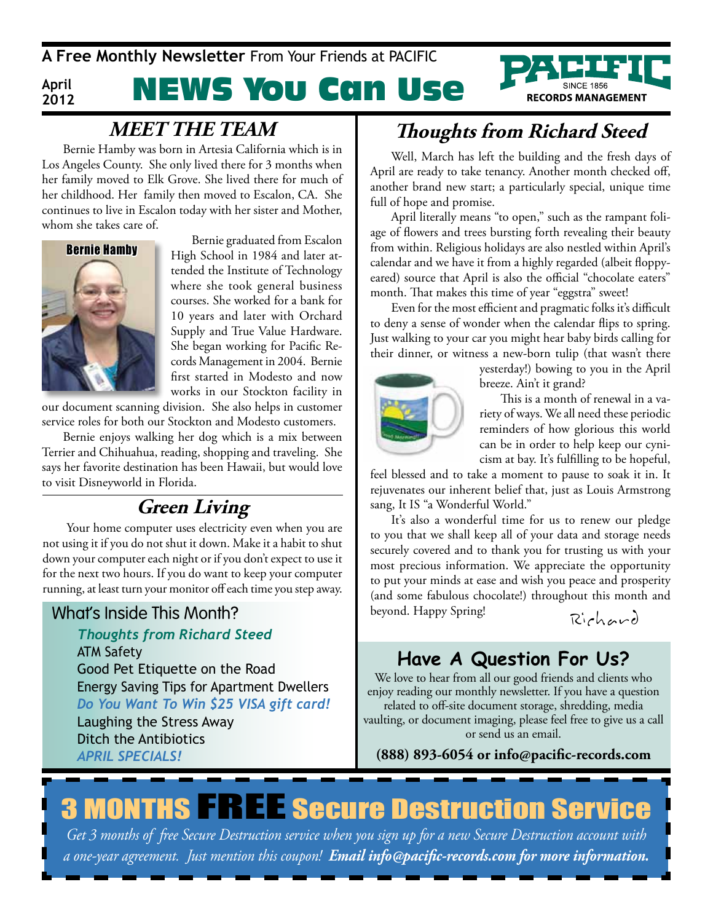**A Free Monthly Newsletter** From Your Friends at PACIFIC

April 2012

# NEWS You Can Use

PACIFIC SINCE 1856 RECORDS MANAGEMENT

## *MEET THE TEAM*

Bernie Hamby was born in Artesia California which is in Los Angeles County. She only lived there for 3 months when her family moved to Elk Grove. She lived there for much of her childhood. Her family then moved to Escalon, CA. She continues to live in Escalon today with her sister and Mother, whom she takes care of.

Bernie Hamby

Bernie graduated from Escalon High School in 1984 and later attended the Institute of Technology where she took general business courses. She worked for a bank for 10 years and later with Orchard Supply and True Value Hardware. She began working for Pacific Records Management in 2004. Bernie first started in Modesto and now works in our Stockton facility in our document scanning division. She also helps in customer service roles for both our Stockton and Modesto customers.

Bernie enjoys walking her dog which is a mix between Terrier and Chihuahua, reading, shopping and traveling. She says her favorite destination has been Hawaii, but would love to visit Disneyworld in Florida.

## *Green Living*

Your home computer uses electricity even when you are not using it if you do not shut it down. Make it a habit to shut down your computer each night or if you don't expect to use it for the next two hours. If you do want to keep your computer running, at least turn your monitor off each time you step away.

### What's Inside This Month?

- ***Thoughts from Richard Steed***
- ATM Safety
- Good Pet Etiquette on the Road
- Energy Saving Tips for Apartment Dwellers
- ***Do You Want To Win $25 VISA gift card!***
- Laughing the Stress Away
- Ditch the Antibiotics
- ***APRIL SPECIALS!***

## *Thoughts from Richard Steed*

Well, March has left the building and the fresh days of April are ready to take tenancy. Another month checked off, another brand new start; a particularly special, unique time full of hope and promise.

April literally means "to open," such as the rampant foliage of flowers and trees bursting forth revealing their beauty from within. Religious holidays are also nestled within April's calendar and we have it from a highly regarded (albeit floppy-eared) source that April is also the official "chocolate eaters" month. That makes this time of year "eggstra" sweet!

Even for the most efficient and pragmatic folks it's difficult to deny a sense of wonder when the calendar flips to spring. Just walking to your car you might hear baby birds calling for their dinner, or witness a new-born tulip (that wasn't there yesterday!) bowing to you in the April breeze. Ain't it grand?

This is a month of renewal in a variety of ways. We all need these periodic reminders of how glorious this world can be in order to help keep our cynicism at bay. It's fulfilling to be hopeful, feel blessed and to take a moment to pause to soak it in. It rejuvenates our inherent belief that, just as Louis Armstrong sang, It IS "a Wonderful World."

It's also a wonderful time for us to renew our pledge to you that we shall keep all of your data and storage needs securely covered and to thank you for trusting us with your most precious information. We appreciate the opportunity to put your minds at ease and wish you peace and prosperity (and some fabulous chocolate!) throughout this month and beyond. Happy Spring!

Richard

## Have A Question For Us?

We love to hear from all our good friends and clients who enjoy reading our monthly newsletter. If you have a question related to off-site document storage, shredding, media vaulting, or document imaging, please feel free to give us a call or send us an email.

**(888) 893-6054 or info@pacific-records.com**

## 3 MONTHS FREE Secure Destruction Service

*Get 3 months of free Secure Destruction service when you sign up for a new Secure Destruction account with a one-year agreement. Just mention this coupon!* ***Email info@pacific-records.com for more information.***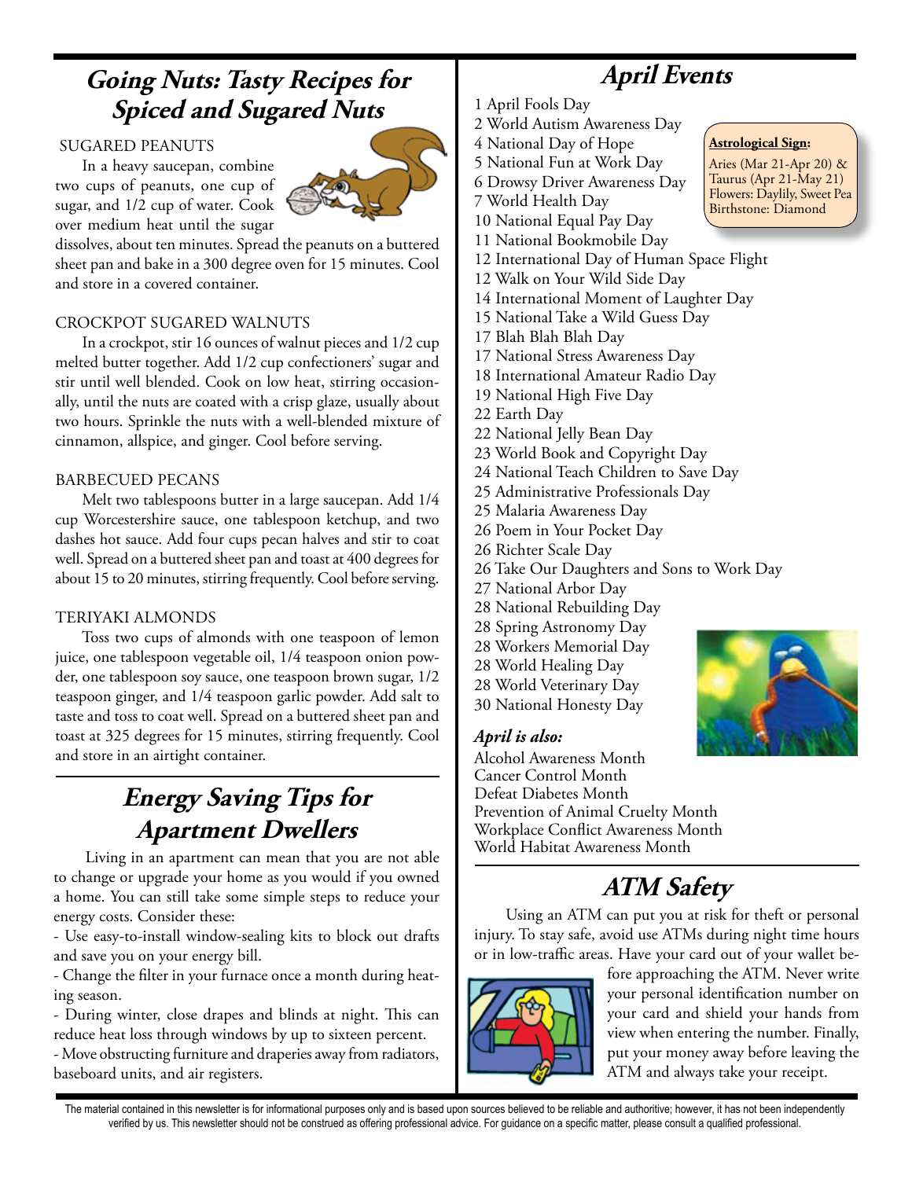## Going Nuts: Tasty Recipes for Spiced and Sugared Nuts

SUGARED PEANUTS

In a heavy saucepan, combine two cups of peanuts, one cup of sugar, and 1/2 cup of water. Cook over medium heat until the sugar dissolves, about ten minutes. Spread the peanuts on a buttered sheet pan and bake in a 300 degree oven for 15 minutes. Cool and store in a covered container.

CROCKPOT SUGARED WALNUTS

In a crockpot, stir 16 ounces of walnut pieces and 1/2 cup melted butter together. Add 1/2 cup confectioners' sugar and stir until well blended. Cook on low heat, stirring occasionally, until the nuts are coated with a crisp glaze, usually about two hours. Sprinkle the nuts with a well-blended mixture of cinnamon, allspice, and ginger. Cool before serving.

BARBECUED PECANS

Melt two tablespoons butter in a large saucepan. Add 1/4 cup Worcestershire sauce, one tablespoon ketchup, and two dashes hot sauce. Add four cups pecan halves and stir to coat well. Spread on a buttered sheet pan and toast at 400 degrees for about 15 to 20 minutes, stirring frequently. Cool before serving.

TERIYAKI ALMONDS

Toss two cups of almonds with one teaspoon of lemon juice, one tablespoon vegetable oil, 1/4 teaspoon onion powder, one tablespoon soy sauce, one teaspoon brown sugar, 1/2 teaspoon ginger, and 1/4 teaspoon garlic powder. Add salt to taste and toss to coat well. Spread on a buttered sheet pan and toast at 325 degrees for 15 minutes, stirring frequently. Cool and store in an airtight container.

## Energy Saving Tips for Apartment Dwellers

Living in an apartment can mean that you are not able to change or upgrade your home as you would if you owned a home. You can still take some simple steps to reduce your energy costs. Consider these:

- Use easy-to-install window-sealing kits to block out drafts and save you on your energy bill.
- Change the filter in your furnace once a month during heating season.
- During winter, close drapes and blinds at night. This can reduce heat loss through windows by up to sixteen percent.
- Move obstructing furniture and draperies away from radiators, baseboard units, and air registers.

## April Events

1 April Fools Day
2 World Autism Awareness Day
4 National Day of Hope
5 National Fun at Work Day
6 Drowsy Driver Awareness Day
7 World Health Day
10 National Equal Pay Day
11 National Bookmobile Day
12 International Day of Human Space Flight
12 Walk on Your Wild Side Day
14 International Moment of Laughter Day
15 National Take a Wild Guess Day
17 Blah Blah Blah Day
17 National Stress Awareness Day
18 International Amateur Radio Day
19 National High Five Day
22 Earth Day
22 National Jelly Bean Day
23 World Book and Copyright Day
24 National Teach Children to Save Day
25 Administrative Professionals Day
25 Malaria Awareness Day
26 Poem in Your Pocket Day
26 Richter Scale Day
26 Take Our Daughters and Sons to Work Day
27 National Arbor Day
28 National Rebuilding Day
28 Spring Astronomy Day
28 Workers Memorial Day
28 World Healing Day
28 World Veterinary Day
30 National Honesty Day

**Astrological Sign:**
Aries (Mar 21-Apr 20) & Taurus (Apr 21-May 21)
Flowers: Daylily, Sweet Pea
Birthstone: Diamond

*April is also:*

Alcohol Awareness Month
Cancer Control Month
Defeat Diabetes Month
Prevention of Animal Cruelty Month
Workplace Conflict Awareness Month
World Habitat Awareness Month

## ATM Safety

Using an ATM can put you at risk for theft or personal injury. To stay safe, avoid use ATMs during night time hours or in low-traffic areas. Have your card out of your wallet before approaching the ATM. Never write your personal identification number on your card and shield your hands from view when entering the number. Finally, put your money away before leaving the ATM and always take your receipt.

The material contained in this newsletter is for informational purposes only and is based upon sources believed to be reliable and authoritive; however, it has not been independently verified by us. This newsletter should not be construed as offering professional advice. For guidance on a specific matter, please consult a qualified professional.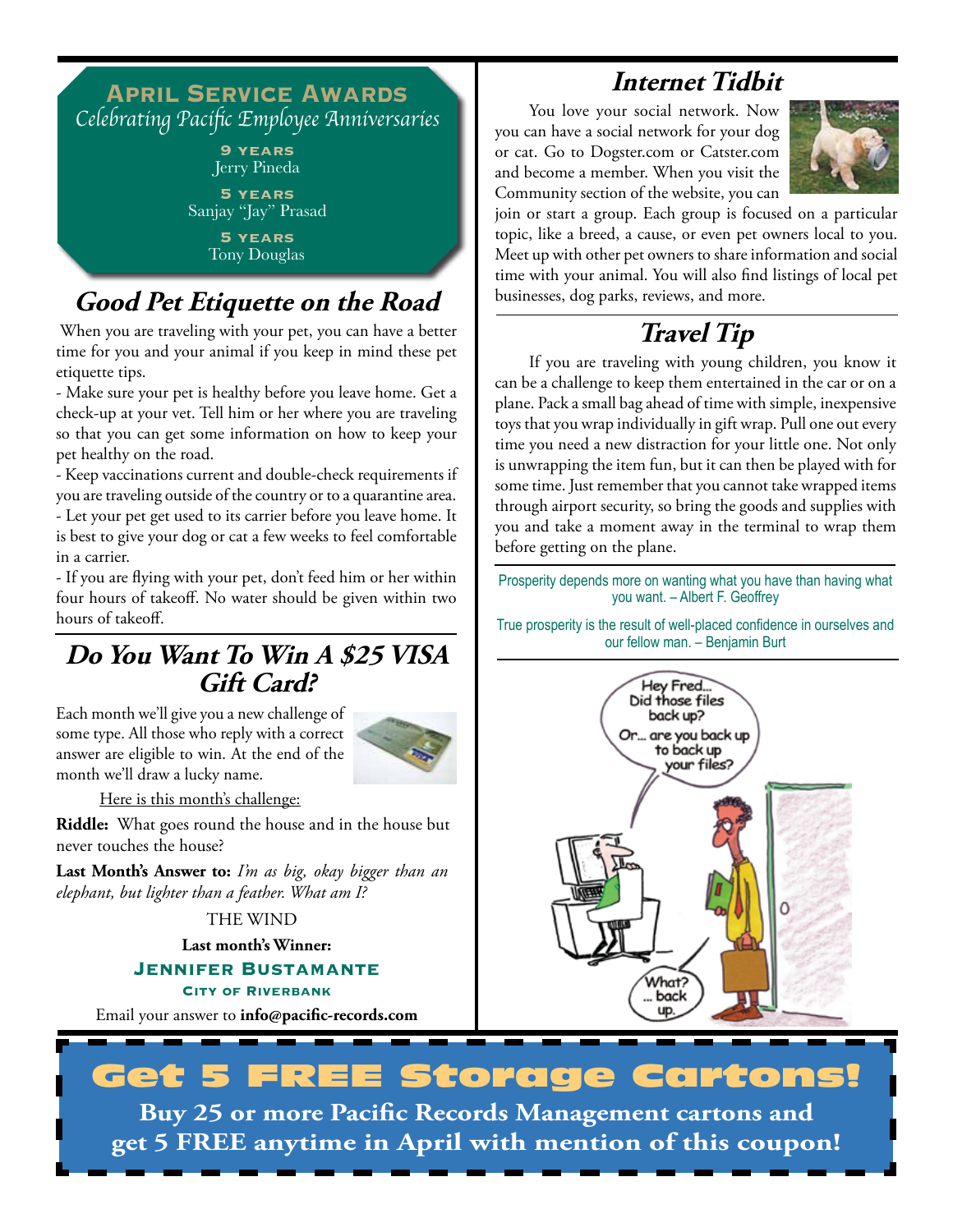## April Service Awards

*Celebrating Pacific Employee Anniversaries*

**9 YEARS**
Jerry Pineda

**5 YEARS**
Sanjay "Jay" Prasad

**5 YEARS**
Tony Douglas

## Good Pet Etiquette on the Road

When you are traveling with your pet, you can have a better time for you and your animal if you keep in mind these pet etiquette tips.

- Make sure your pet is healthy before you leave home. Get a check-up at your vet. Tell him or her where you are traveling so that you can get some information on how to keep your pet healthy on the road.
- Keep vaccinations current and double-check requirements if you are traveling outside of the country or to a quarantine area.
- Let your pet get used to its carrier before you leave home. It is best to give your dog or cat a few weeks to feel comfortable in a carrier.
- If you are flying with your pet, don't feed him or her within four hours of takeoff. No water should be given within two hours of takeoff.

## Do You Want To Win A $25 VISA Gift Card?

Each month we'll give you a new challenge of some type. All those who reply with a correct answer are eligible to win. At the end of the month we'll draw a lucky name.

Here is this month's challenge:

**Riddle:** What goes round the house and in the house but never touches the house?

**Last Month's Answer to:** *I'm as big, okay bigger than an elephant, but lighter than a feather. What am I?*

THE WIND

**Last month's Winner:**

**JENNIFER BUSTAMANTE**
**CITY OF RIVERBANK**

Email your answer to **info@pacific-records.com**

## Internet Tidbit

You love your social network. Now you can have a social network for your dog or cat. Go to Dogster.com or Catster.com and become a member. When you visit the Community section of the website, you can join or start a group. Each group is focused on a particular topic, like a breed, a cause, or even pet owners local to you. Meet up with other pet owners to share information and social time with your animal. You will also find listings of local pet businesses, dog parks, reviews, and more.

## Travel Tip

If you are traveling with young children, you know it can be a challenge to keep them entertained in the car or on a plane. Pack a small bag ahead of time with simple, inexpensive toys that you wrap individually in gift wrap. Pull one out every time you need a new distraction for your little one. Not only is unwrapping the item fun, but it can then be played with for some time. Just remember that you cannot take wrapped items through airport security, so bring the goods and supplies with you and take a moment away in the terminal to wrap them before getting on the plane.

Prosperity depends more on wanting what you have than having what you want. – Albert F. Geoffrey

True prosperity is the result of well-placed confidence in ourselves and our fellow man. – Benjamin Burt

## Get 5 FREE Storage Cartons!

**Buy 25 or more Pacific Records Management cartons and get 5 FREE anytime in April with mention of this coupon!**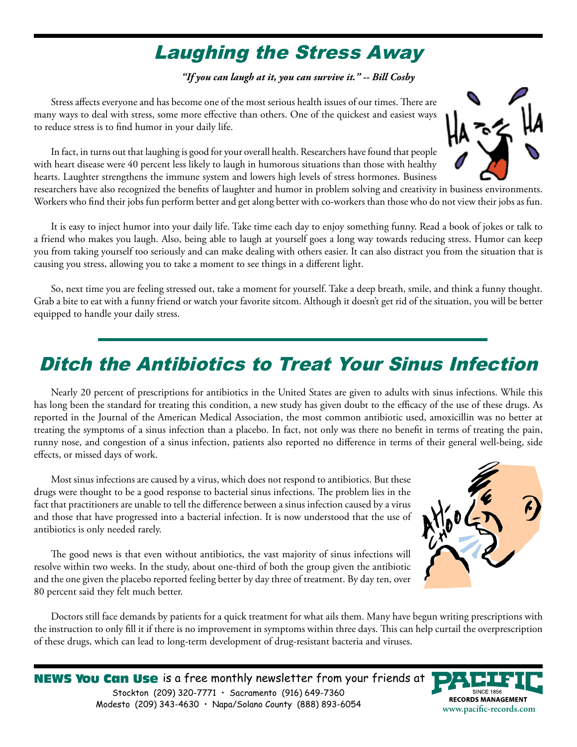# Laughing the Stress Away

*"If you can laugh at it, you can survive it." -- Bill Cosby*

Stress affects everyone and has become one of the most serious health issues of our times. There are many ways to deal with stress, some more effective than others. One of the quickest and easiest ways to reduce stress is to find humor in your daily life.

In fact, in turns out that laughing is good for your overall health. Researchers have found that people with heart disease were 40 percent less likely to laugh in humorous situations than those with healthy hearts. Laughter strengthens the immune system and lowers high levels of stress hormones. Business researchers have also recognized the benefits of laughter and humor in problem solving and creativity in business environments. Workers who find their jobs fun perform better and get along better with co-workers than those who do not view their jobs as fun.

It is easy to inject humor into your daily life. Take time each day to enjoy something funny. Read a book of jokes or talk to a friend who makes you laugh. Also, being able to laugh at yourself goes a long way towards reducing stress. Humor can keep you from taking yourself too seriously and can make dealing with others easier. It can also distract you from the situation that is causing you stress, allowing you to take a moment to see things in a different light.

So, next time you are feeling stressed out, take a moment for yourself. Take a deep breath, smile, and think a funny thought. Grab a bite to eat with a funny friend or watch your favorite sitcom. Although it doesn't get rid of the situation, you will be better equipped to handle your daily stress.

# Ditch the Antibiotics to Treat Your Sinus Infection

Nearly 20 percent of prescriptions for antibiotics in the United States are given to adults with sinus infections. While this has long been the standard for treating this condition, a new study has given doubt to the efficacy of the use of these drugs. As reported in the Journal of the American Medical Association, the most common antibiotic used, amoxicillin was no better at treating the symptoms of a sinus infection than a placebo. In fact, not only was there no benefit in terms of treating the pain, runny nose, and congestion of a sinus infection, patients also reported no difference in terms of their general well-being, side effects, or missed days of work.

Most sinus infections are caused by a virus, which does not respond to antibiotics. But these drugs were thought to be a good response to bacterial sinus infections. The problem lies in the fact that practitioners are unable to tell the difference between a sinus infection caused by a virus and those that have progressed into a bacterial infection. It is now understood that the use of antibiotics is only needed rarely.

The good news is that even without antibiotics, the vast majority of sinus infections will resolve within two weeks. In the study, about one-third of both the group given the antibiotic and the one given the placebo reported feeling better by day three of treatment. By day ten, over 80 percent said they felt much better.

Doctors still face demands by patients for a quick treatment for what ails them. Many have begun writing prescriptions with the instruction to only fill it if there is no improvement in symptoms within three days. This can help curtail the overprescription of these drugs, which can lead to long-term development of drug-resistant bacteria and viruses.

**NEWS You Can Use** is a free monthly newsletter from your friends at PACIFIC RECORDS MANAGEMENT (SINCE 1856, www.pacific-records.com)

Stockton (209) 320-7771 • Sacramento (916) 649-7360
Modesto (209) 343-4630 • Napa/Solano County (888) 893-6054